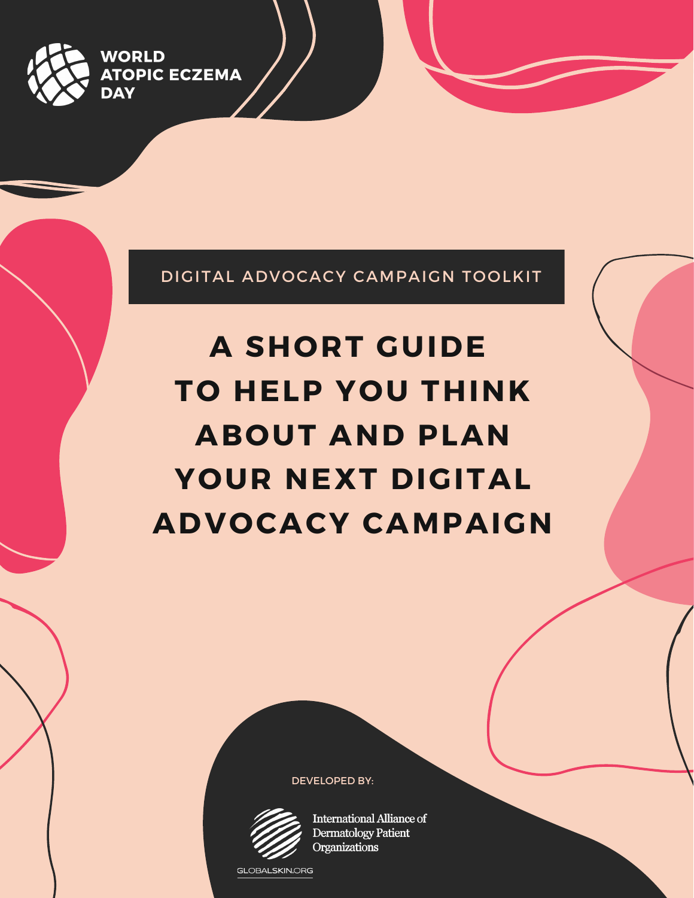WORLD ATOPIC ECZEMA DAY

DIGITAL ADVOCACY CAMPAIGN TOOLKIT

# A SHORT GUIDE TO HELP YOU THINK ABOUT AND PLAN YOUR NEXT DIGITAL ADVOCACY CAMPAIGN

DEVELOPED BY:

International Alliance of Dermatology Patient Organizations

GLOBALSKIN.ORG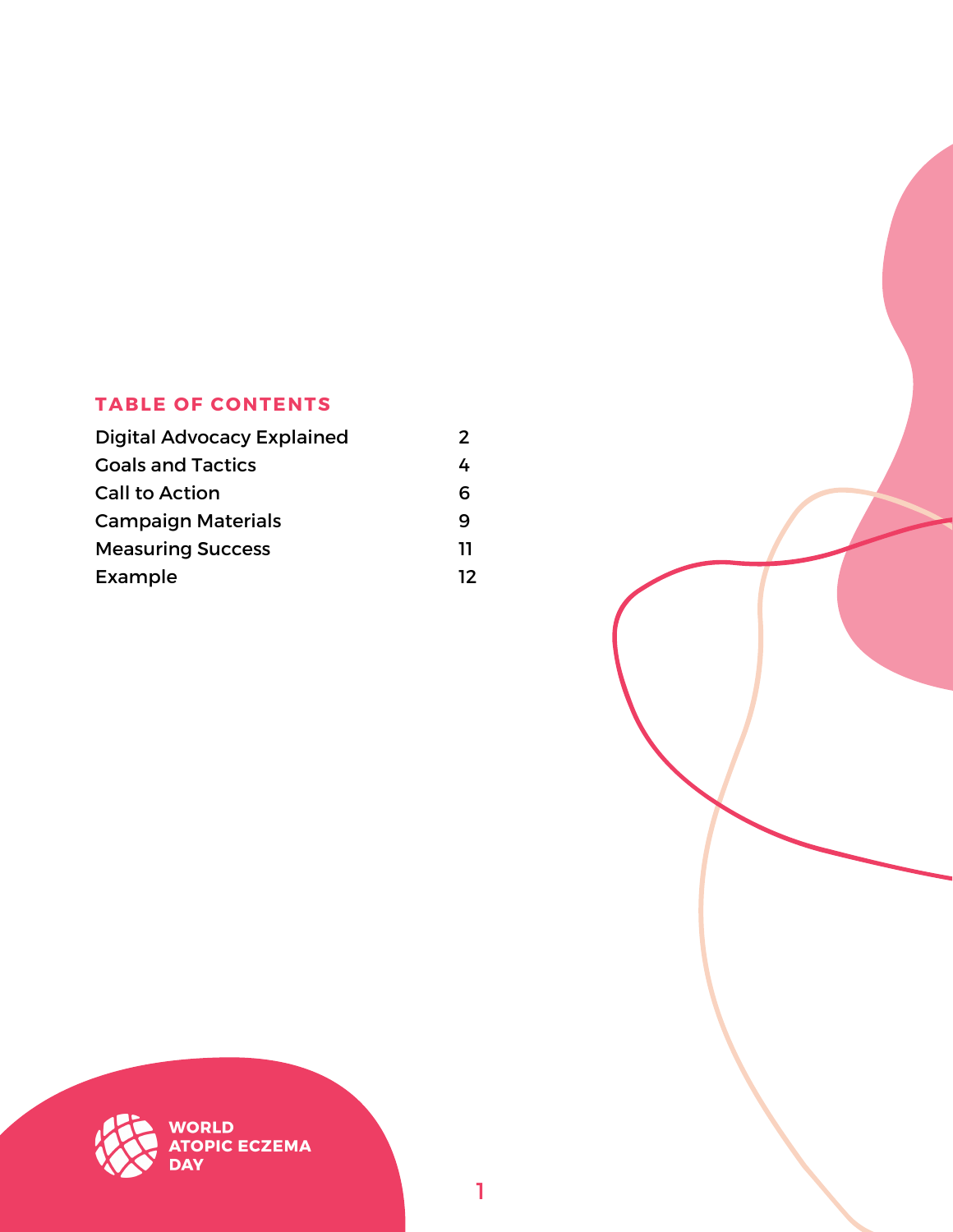## TABLE OF CONTENTS

| | |
|---|---|
| Digital Advocacy Explained | 2 |
| Goals and Tactics | 4 |
| Call to Action | 6 |
| Campaign Materials | 9 |
| Measuring Success | 11 |
| Example | 12 |

WORLD ATOPIC ECZEMA DAY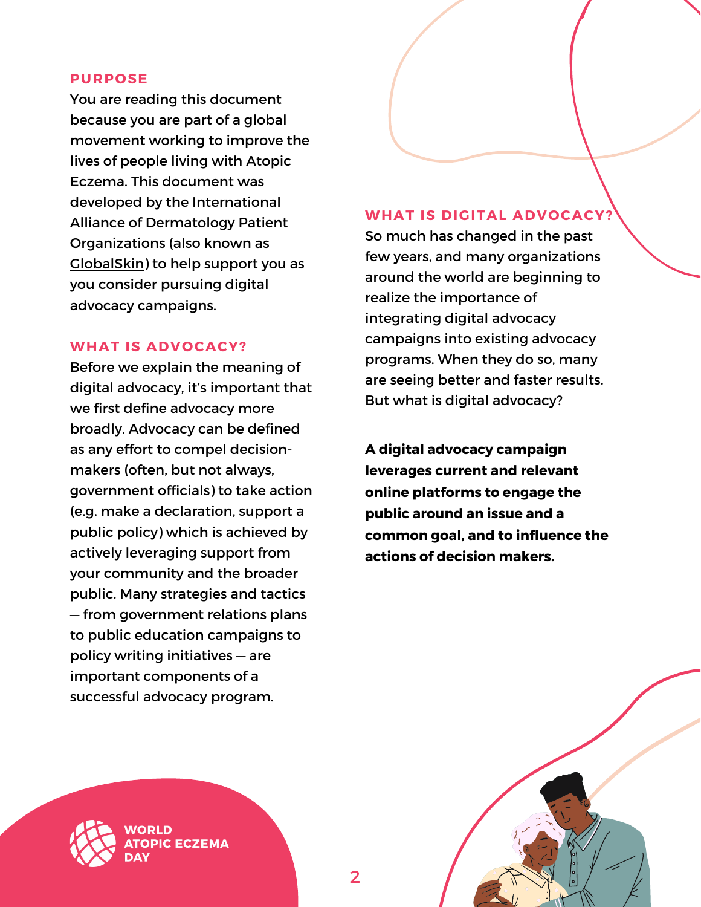## PURPOSE

You are reading this document because you are part of a global movement working to improve the lives of people living with Atopic Eczema. This document was developed by the International Alliance of Dermatology Patient Organizations (also known as GlobalSkin) to help support you as you consider pursuing digital advocacy campaigns.

## WHAT IS ADVOCACY?

Before we explain the meaning of digital advocacy, it's important that we first define advocacy more broadly. Advocacy can be defined as any effort to compel decision-makers (often, but not always, government officials) to take action (e.g. make a declaration, support a public policy) which is achieved by actively leveraging support from your community and the broader public. Many strategies and tactics — from government relations plans to public education campaigns to policy writing initiatives — are important components of a successful advocacy program.

## WHAT IS DIGITAL ADVOCACY?

So much has changed in the past few years, and many organizations around the world are beginning to realize the importance of integrating digital advocacy campaigns into existing advocacy programs. When they do so, many are seeing better and faster results. But what is digital advocacy?

**A digital advocacy campaign leverages current and relevant online platforms to engage the public around an issue and a common goal, and to influence the actions of decision makers.**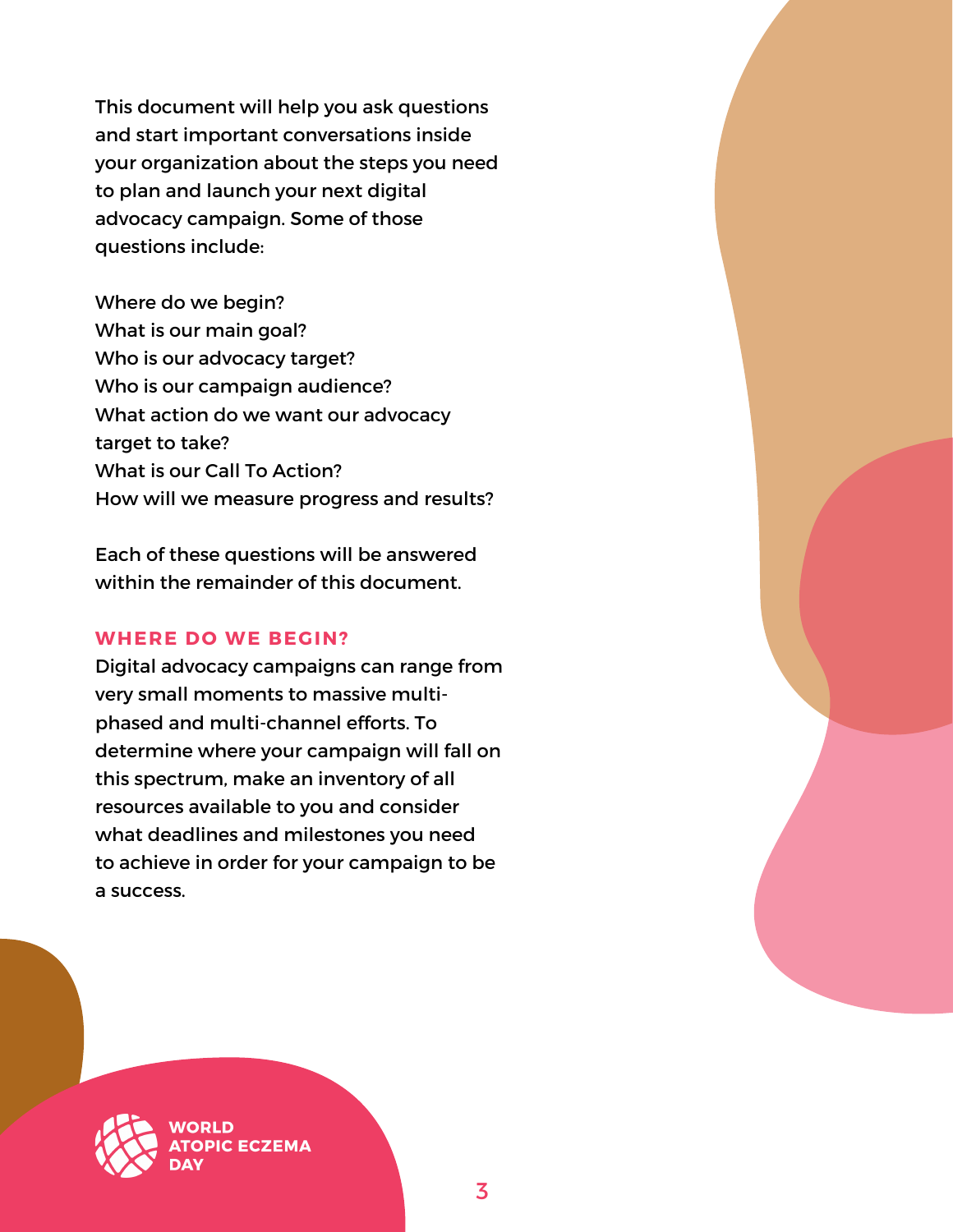This document will help you ask questions and start important conversations inside your organization about the steps you need to plan and launch your next digital advocacy campaign. Some of those questions include:

Where do we begin?
What is our main goal?
Who is our advocacy target?
Who is our campaign audience?
What action do we want our advocacy target to take?
What is our Call To Action?
How will we measure progress and results?

Each of these questions will be answered within the remainder of this document.

## WHERE DO WE BEGIN?

Digital advocacy campaigns can range from very small moments to massive multi-phased and multi-channel efforts. To determine where your campaign will fall on this spectrum, make an inventory of all resources available to you and consider what deadlines and milestones you need to achieve in order for your campaign to be a success.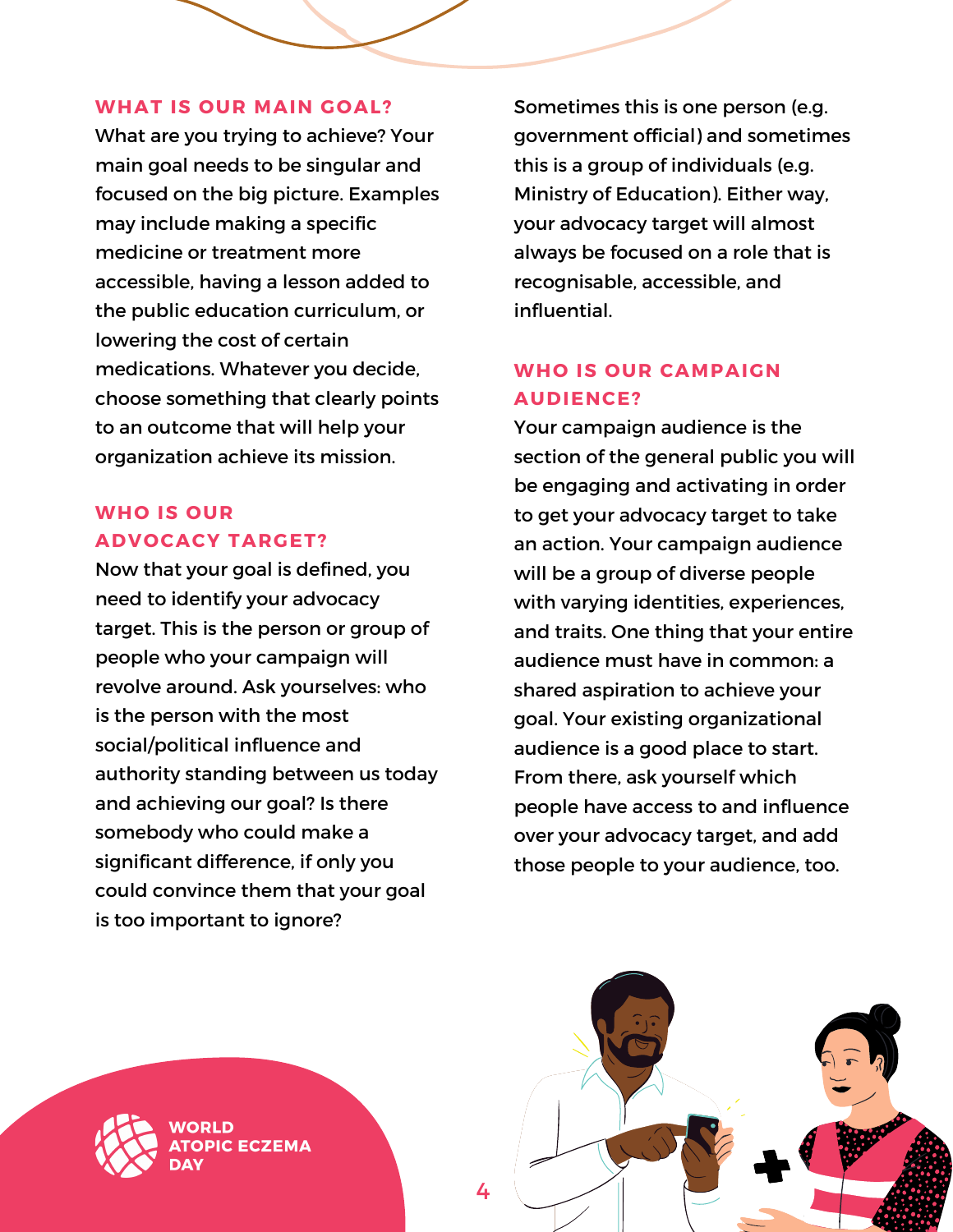## WHAT IS OUR MAIN GOAL?

What are you trying to achieve? Your main goal needs to be singular and focused on the big picture. Examples may include making a specific medicine or treatment more accessible, having a lesson added to the public education curriculum, or lowering the cost of certain medications. Whatever you decide, choose something that clearly points to an outcome that will help your organization achieve its mission.

## WHO IS OUR ADVOCACY TARGET?

Now that your goal is defined, you need to identify your advocacy target. This is the person or group of people who your campaign will revolve around. Ask yourselves: who is the person with the most social/political influence and authority standing between us today and achieving our goal? Is there somebody who could make a significant difference, if only you could convince them that your goal is too important to ignore?

Sometimes this is one person (e.g. government official) and sometimes this is a group of individuals (e.g. Ministry of Education). Either way, your advocacy target will almost always be focused on a role that is recognisable, accessible, and influential.

## WHO IS OUR CAMPAIGN AUDIENCE?

Your campaign audience is the section of the general public you will be engaging and activating in order to get your advocacy target to take an action. Your campaign audience will be a group of diverse people with varying identities, experiences, and traits. One thing that your entire audience must have in common: a shared aspiration to achieve your goal. Your existing organizational audience is a good place to start. From there, ask yourself which people have access to and influence over your advocacy target, and add those people to your audience, too.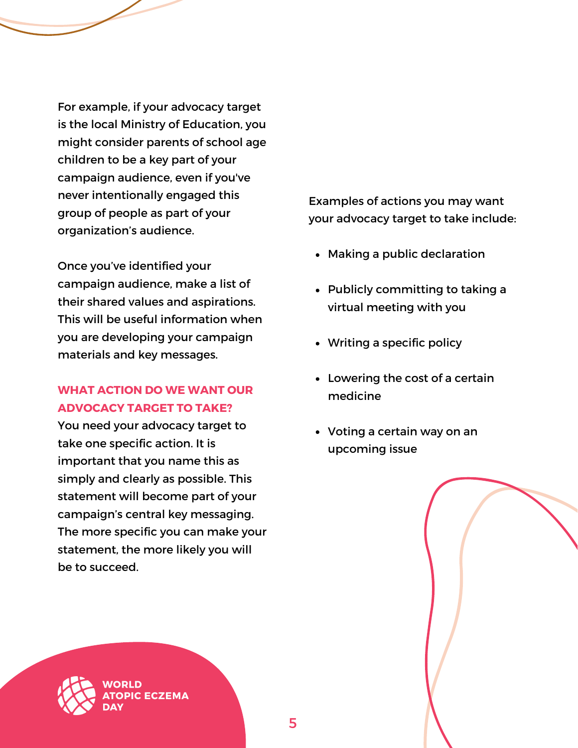For example, if your advocacy target is the local Ministry of Education, you might consider parents of school age children to be a key part of your campaign audience, even if you've never intentionally engaged this group of people as part of your organization's audience.

Once you've identified your campaign audience, make a list of their shared values and aspirations. This will be useful information when you are developing your campaign materials and key messages.

### WHAT ACTION DO WE WANT OUR ADVOCACY TARGET TO TAKE?

You need your advocacy target to take one specific action. It is important that you name this as simply and clearly as possible. This statement will become part of your campaign's central key messaging. The more specific you can make your statement, the more likely you will be to succeed.

Examples of actions you may want your advocacy target to take include:

- Making a public declaration
- Publicly committing to taking a virtual meeting with you
- Writing a specific policy
- Lowering the cost of a certain medicine
- Voting a certain way on an upcoming issue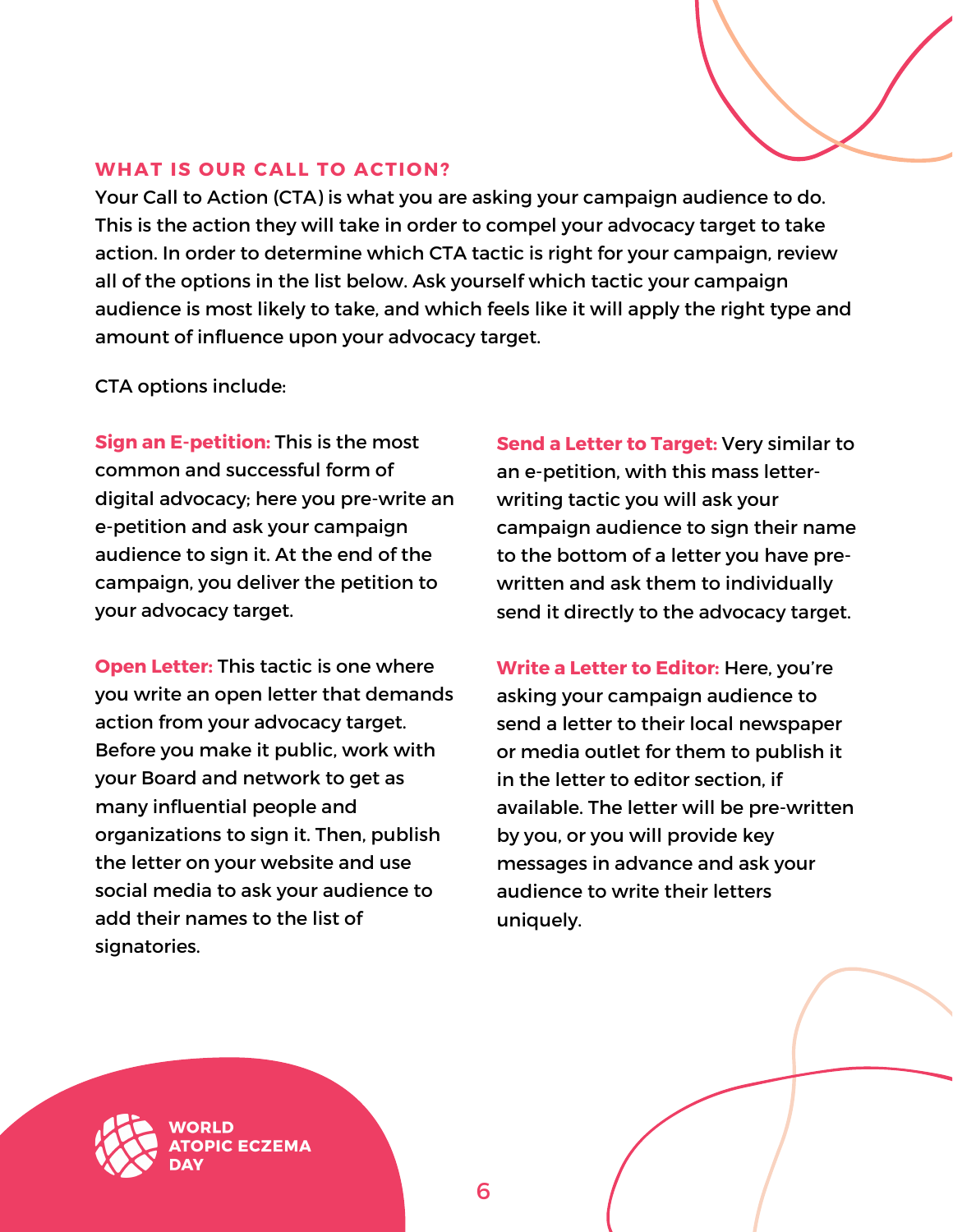## WHAT IS OUR CALL TO ACTION?

Your Call to Action (CTA) is what you are asking your campaign audience to do. This is the action they will take in order to compel your advocacy target to take action. In order to determine which CTA tactic is right for your campaign, review all of the options in the list below. Ask yourself which tactic your campaign audience is most likely to take, and which feels like it will apply the right type and amount of influence upon your advocacy target.

CTA options include:

**Sign an E-petition:** This is the most common and successful form of digital advocacy; here you pre-write an e-petition and ask your campaign audience to sign it. At the end of the campaign, you deliver the petition to your advocacy target.

**Open Letter:** This tactic is one where you write an open letter that demands action from your advocacy target. Before you make it public, work with your Board and network to get as many influential people and organizations to sign it. Then, publish the letter on your website and use social media to ask your audience to add their names to the list of signatories.

**Send a Letter to Target:** Very similar to an e-petition, with this mass letter-writing tactic you will ask your campaign audience to sign their name to the bottom of a letter you have pre-written and ask them to individually send it directly to the advocacy target.

**Write a Letter to Editor:** Here, you're asking your campaign audience to send a letter to their local newspaper or media outlet for them to publish it in the letter to editor section, if available. The letter will be pre-written by you, or you will provide key messages in advance and ask your audience to write their letters uniquely.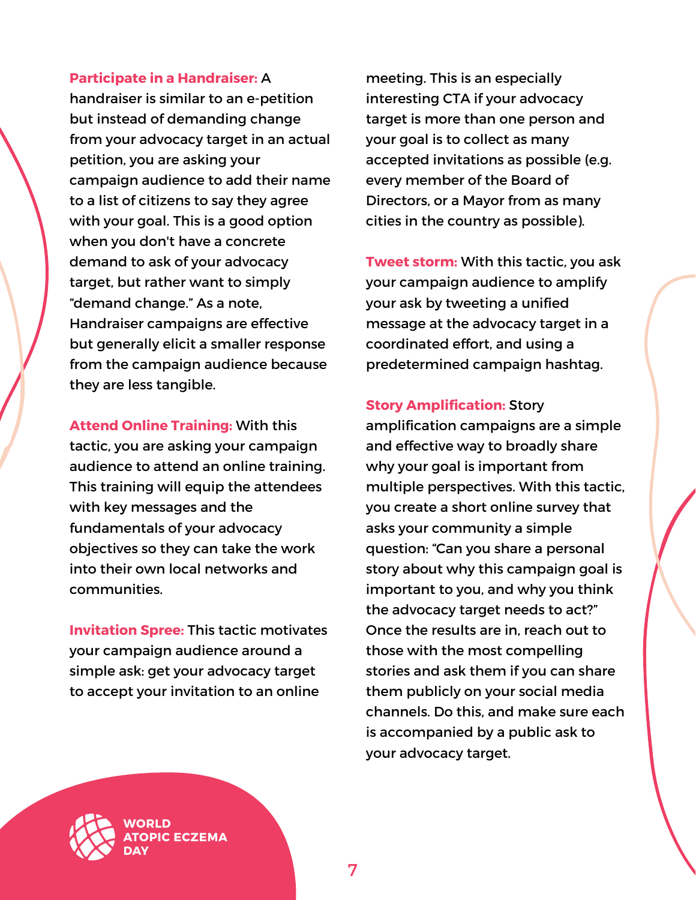**Participate in a Handraiser:** A handraiser is similar to an e-petition but instead of demanding change from your advocacy target in an actual petition, you are asking your campaign audience to add their name to a list of citizens to say they agree with your goal. This is a good option when you don't have a concrete demand to ask of your advocacy target, but rather want to simply "demand change." As a note, Handraiser campaigns are effective but generally elicit a smaller response from the campaign audience because they are less tangible.

**Attend Online Training:** With this tactic, you are asking your campaign audience to attend an online training. This training will equip the attendees with key messages and the fundamentals of your advocacy objectives so they can take the work into their own local networks and communities.

**Invitation Spree:** This tactic motivates your campaign audience around a simple ask: get your advocacy target to accept your invitation to an online meeting. This is an especially interesting CTA if your advocacy target is more than one person and your goal is to collect as many accepted invitations as possible (e.g. every member of the Board of Directors, or a Mayor from as many cities in the country as possible).

**Tweet storm:** With this tactic, you ask your campaign audience to amplify your ask by tweeting a unified message at the advocacy target in a coordinated effort, and using a predetermined campaign hashtag.

**Story Amplification:** Story amplification campaigns are a simple and effective way to broadly share why your goal is important from multiple perspectives. With this tactic, you create a short online survey that asks your community a simple question: "Can you share a personal story about why this campaign goal is important to you, and why you think the advocacy target needs to act?" Once the results are in, reach out to those with the most compelling stories and ask them if you can share them publicly on your social media channels. Do this, and make sure each is accompanied by a public ask to your advocacy target.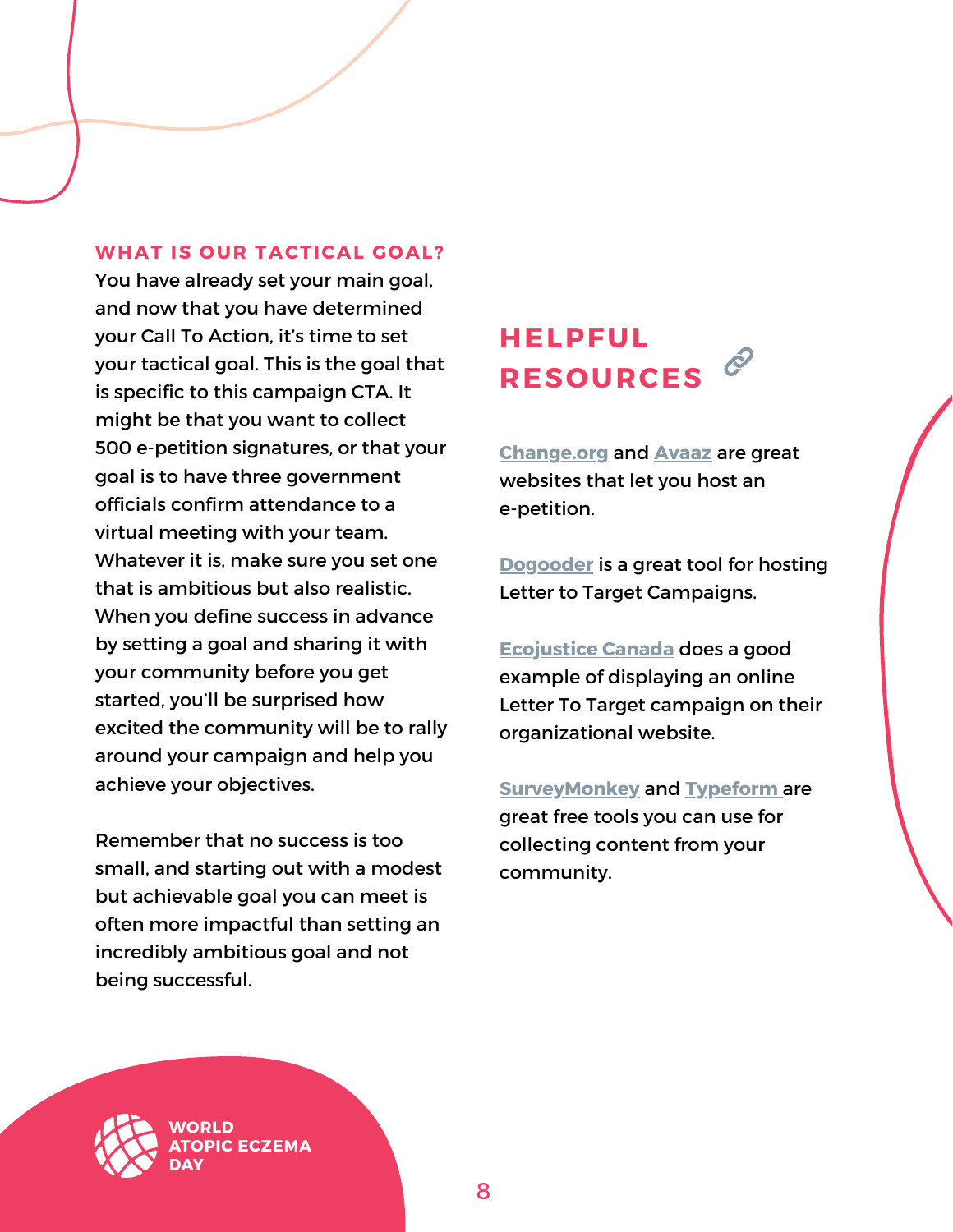### WHAT IS OUR TACTICAL GOAL?

You have already set your main goal, and now that you have determined your Call To Action, it's time to set your tactical goal. This is the goal that is specific to this campaign CTA. It might be that you want to collect 500 e-petition signatures, or that your goal is to have three government officials confirm attendance to a virtual meeting with your team. Whatever it is, make sure you set one that is ambitious but also realistic. When you define success in advance by setting a goal and sharing it with your community before you get started, you'll be surprised how excited the community will be to rally around your campaign and help you achieve your objectives.

Remember that no success is too small, and starting out with a modest but achievable goal you can meet is often more impactful than setting an incredibly ambitious goal and not being successful.

## HELPFUL RESOURCES

Change.org and Avaaz are great websites that let you host an e-petition.

Dogooder is a great tool for hosting Letter to Target Campaigns.

Ecojustice Canada does a good example of displaying an online Letter To Target campaign on their organizational website.

SurveyMonkey and Typeform are great free tools you can use for collecting content from your community.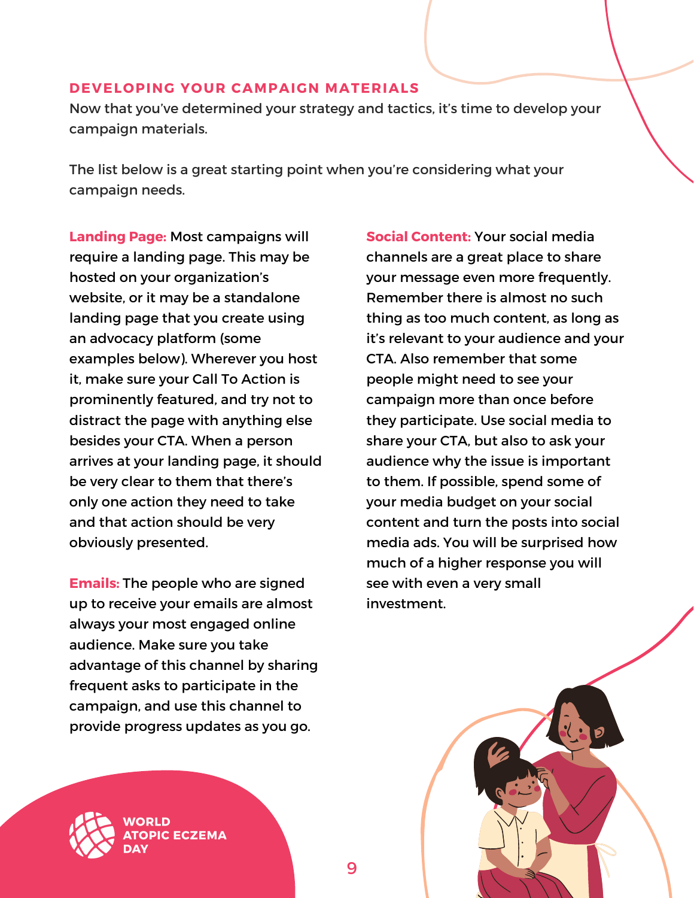## DEVELOPING YOUR CAMPAIGN MATERIALS

Now that you've determined your strategy and tactics, it's time to develop your campaign materials.

The list below is a great starting point when you're considering what your campaign needs.

**Landing Page:** Most campaigns will require a landing page. This may be hosted on your organization's website, or it may be a standalone landing page that you create using an advocacy platform (some examples below). Wherever you host it, make sure your Call To Action is prominently featured, and try not to distract the page with anything else besides your CTA. When a person arrives at your landing page, it should be very clear to them that there's only one action they need to take and that action should be very obviously presented.

**Emails:** The people who are signed up to receive your emails are almost always your most engaged online audience. Make sure you take advantage of this channel by sharing frequent asks to participate in the campaign, and use this channel to provide progress updates as you go.

**Social Content:** Your social media channels are a great place to share your message even more frequently. Remember there is almost no such thing as too much content, as long as it's relevant to your audience and your CTA. Also remember that some people might need to see your campaign more than once before they participate. Use social media to share your CTA, but also to ask your audience why the issue is important to them. If possible, spend some of your media budget on your social content and turn the posts into social media ads. You will be surprised how much of a higher response you will see with even a very small investment.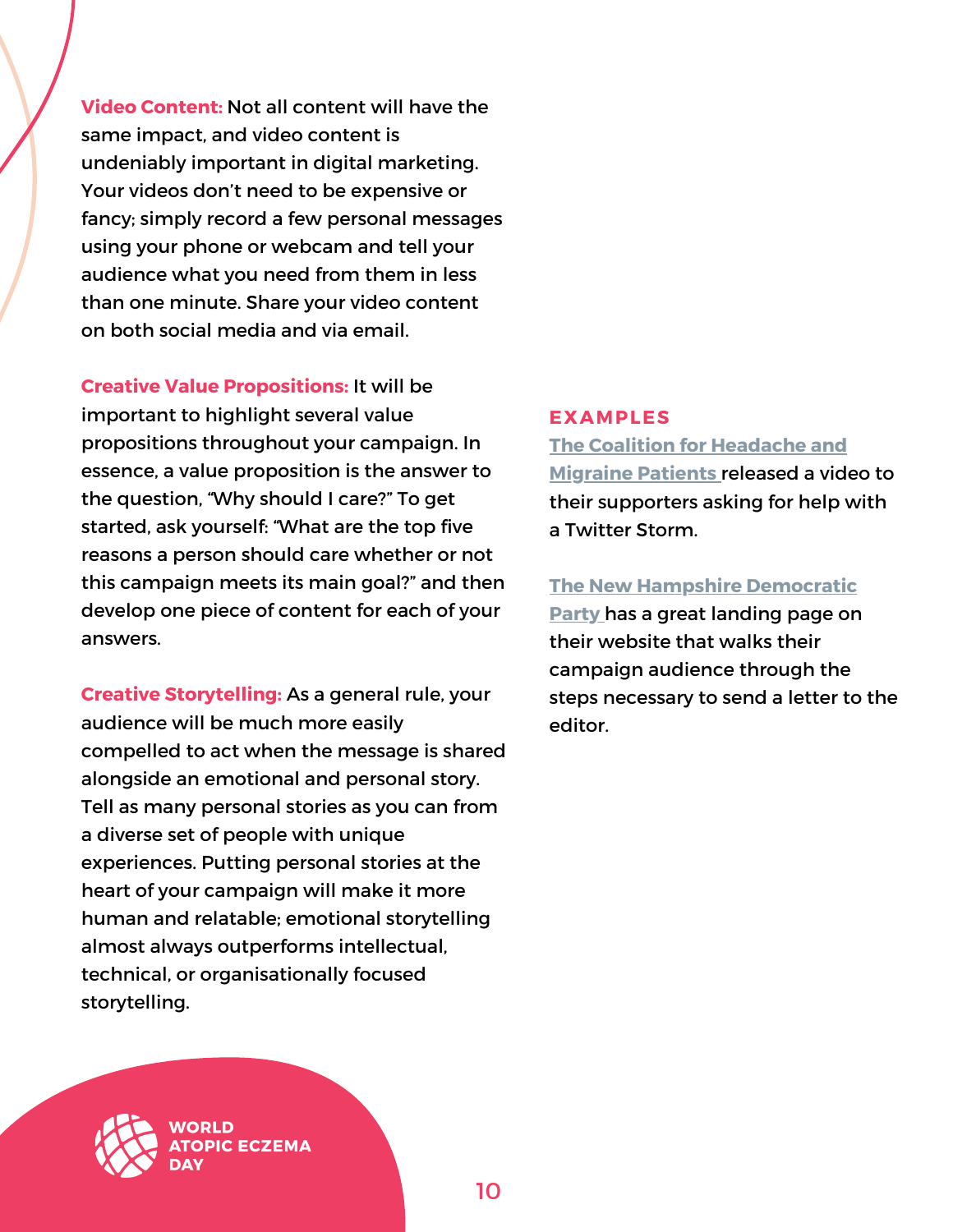**Video Content:** Not all content will have the same impact, and video content is undeniably important in digital marketing. Your videos don't need to be expensive or fancy; simply record a few personal messages using your phone or webcam and tell your audience what you need from them in less than one minute. Share your video content on both social media and via email.

**Creative Value Propositions:** It will be important to highlight several value propositions throughout your campaign. In essence, a value proposition is the answer to the question, "Why should I care?" To get started, ask yourself: "What are the top five reasons a person should care whether or not this campaign meets its main goal?" and then develop one piece of content for each of your answers.

**Creative Storytelling:** As a general rule, your audience will be much more easily compelled to act when the message is shared alongside an emotional and personal story. Tell as many personal stories as you can from a diverse set of people with unique experiences. Putting personal stories at the heart of your campaign will make it more human and relatable; emotional storytelling almost always outperforms intellectual, technical, or organisationally focused storytelling.

## EXAMPLES

The Coalition for Headache and Migraine Patients released a video to their supporters asking for help with a Twitter Storm.

The New Hampshire Democratic Party has a great landing page on their website that walks their campaign audience through the steps necessary to send a letter to the editor.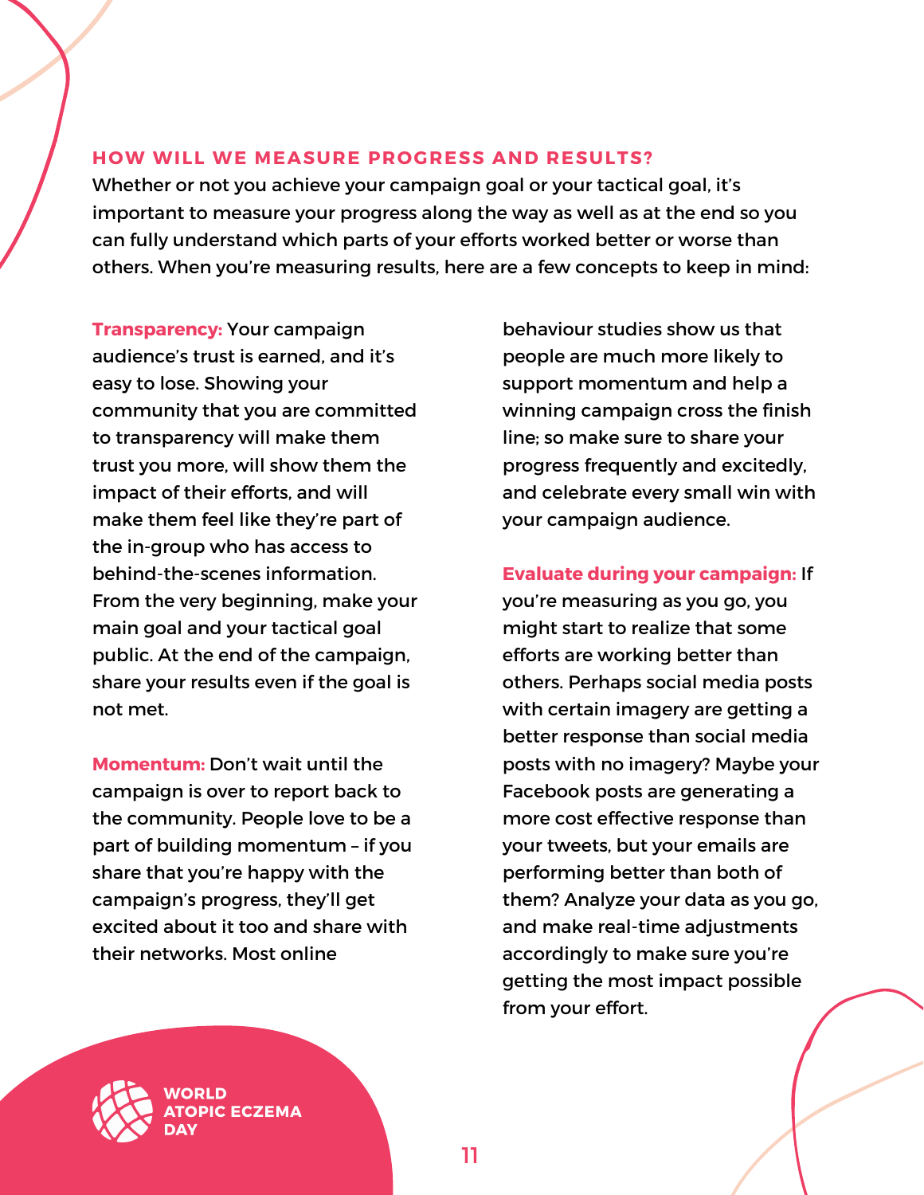## HOW WILL WE MEASURE PROGRESS AND RESULTS?

Whether or not you achieve your campaign goal or your tactical goal, it's important to measure your progress along the way as well as at the end so you can fully understand which parts of your efforts worked better or worse than others. When you're measuring results, here are a few concepts to keep in mind:

**Transparency:** Your campaign audience's trust is earned, and it's easy to lose. Showing your community that you are committed to transparency will make them trust you more, will show them the impact of their efforts, and will make them feel like they're part of the in-group who has access to behind-the-scenes information. From the very beginning, make your main goal and your tactical goal public. At the end of the campaign, share your results even if the goal is not met.

**Momentum:** Don't wait until the campaign is over to report back to the community. People love to be a part of building momentum – if you share that you're happy with the campaign's progress, they'll get excited about it too and share with their networks. Most online behaviour studies show us that people are much more likely to support momentum and help a winning campaign cross the finish line; so make sure to share your progress frequently and excitedly, and celebrate every small win with your campaign audience.

**Evaluate during your campaign:** If you're measuring as you go, you might start to realize that some efforts are working better than others. Perhaps social media posts with certain imagery are getting a better response than social media posts with no imagery? Maybe your Facebook posts are generating a more cost effective response than your tweets, but your emails are performing better than both of them? Analyze your data as you go, and make real-time adjustments accordingly to make sure you're getting the most impact possible from your effort.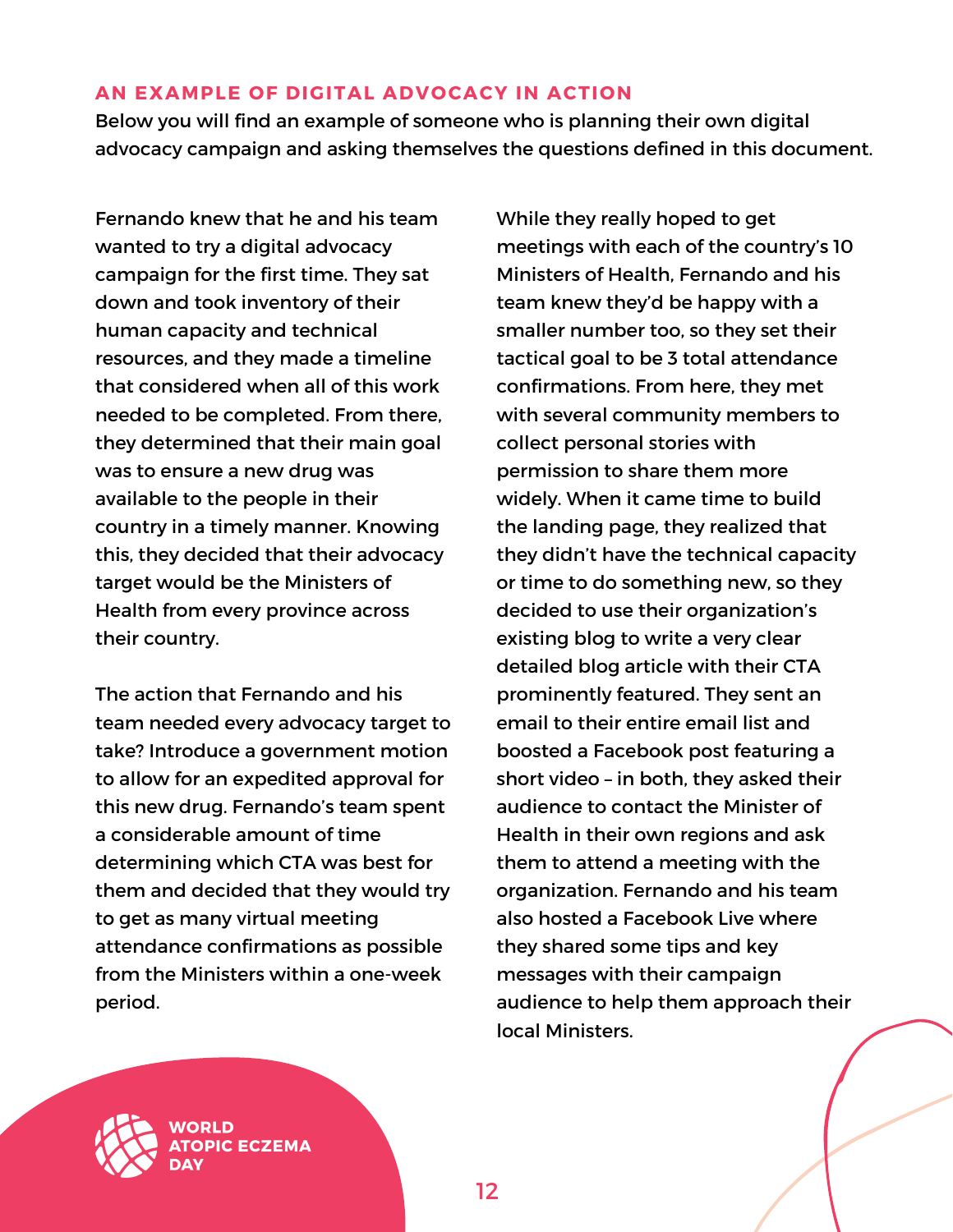## AN EXAMPLE OF DIGITAL ADVOCACY IN ACTION

Below you will find an example of someone who is planning their own digital advocacy campaign and asking themselves the questions defined in this document.

Fernando knew that he and his team wanted to try a digital advocacy campaign for the first time. They sat down and took inventory of their human capacity and technical resources, and they made a timeline that considered when all of this work needed to be completed. From there, they determined that their main goal was to ensure a new drug was available to the people in their country in a timely manner. Knowing this, they decided that their advocacy target would be the Ministers of Health from every province across their country.

The action that Fernando and his team needed every advocacy target to take? Introduce a government motion to allow for an expedited approval for this new drug. Fernando's team spent a considerable amount of time determining which CTA was best for them and decided that they would try to get as many virtual meeting attendance confirmations as possible from the Ministers within a one-week period.

While they really hoped to get meetings with each of the country's 10 Ministers of Health, Fernando and his team knew they'd be happy with a smaller number too, so they set their tactical goal to be 3 total attendance confirmations. From here, they met with several community members to collect personal stories with permission to share them more widely. When it came time to build the landing page, they realized that they didn't have the technical capacity or time to do something new, so they decided to use their organization's existing blog to write a very clear detailed blog article with their CTA prominently featured. They sent an email to their entire email list and boosted a Facebook post featuring a short video – in both, they asked their audience to contact the Minister of Health in their own regions and ask them to attend a meeting with the organization. Fernando and his team also hosted a Facebook Live where they shared some tips and key messages with their campaign audience to help them approach their local Ministers.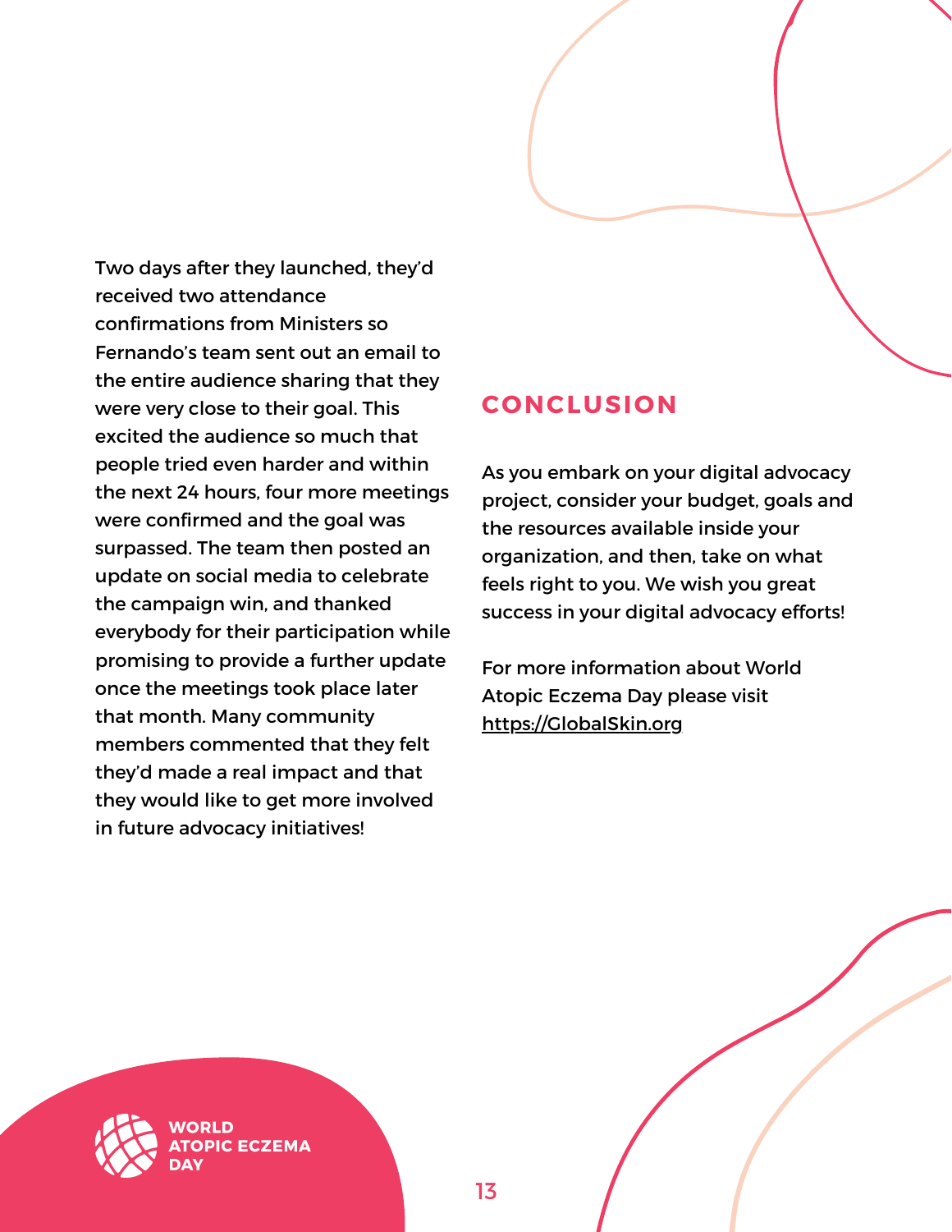Two days after they launched, they'd received two attendance confirmations from Ministers so Fernando's team sent out an email to the entire audience sharing that they were very close to their goal. This excited the audience so much that people tried even harder and within the next 24 hours, four more meetings were confirmed and the goal was surpassed. The team then posted an update on social media to celebrate the campaign win, and thanked everybody for their participation while promising to provide a further update once the meetings took place later that month. Many community members commented that they felt they'd made a real impact and that they would like to get more involved in future advocacy initiatives!

## CONCLUSION

As you embark on your digital advocacy project, consider your budget, goals and the resources available inside your organization, and then, take on what feels right to you. We wish you great success in your digital advocacy efforts!

For more information about World Atopic Eczema Day please visit https://GlobalSkin.org